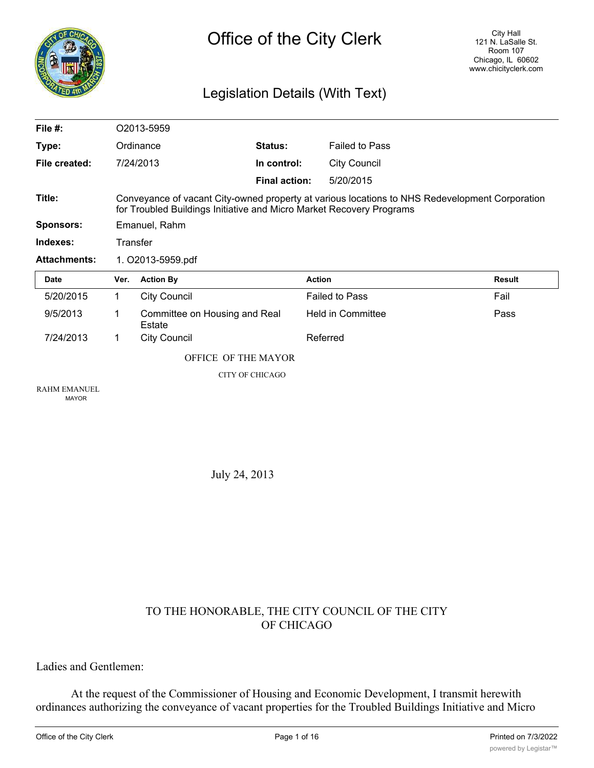# Office of the City Clerk

City Hall
121 N. LaSalle St.
Room 107
Chicago, IL 60602
www.chicityclerk.com

## Legislation Details (With Text)

| | | | |
|---|---|---|---|
| **File #:** | O2013-5959 | | |
| **Type:** | Ordinance | **Status:** | Failed to Pass |
| **File created:** | 7/24/2013 | **In control:** | City Council |
| | | **Final action:** | 5/20/2015 |

**Title:** Conveyance of vacant City-owned property at various locations to NHS Redevelopment Corporation for Troubled Buildings Initiative and Micro Market Recovery Programs

**Sponsors:** Emanuel, Rahm

**Indexes:** Transfer

**Attachments:** 1. O2013-5959.pdf

| Date | Ver. | Action By | Action | Result |
|---|---|---|---|---|
| 5/20/2015 | 1 | City Council | Failed to Pass | Fail |
| 9/5/2013 | 1 | Committee on Housing and Real Estate | Held in Committee | Pass |
| 7/24/2013 | 1 | City Council | Referred | |

OFFICE OF THE MAYOR

CITY OF CHICAGO

RAHM EMANUEL
MAYOR

July 24, 2013

TO THE HONORABLE, THE CITY COUNCIL OF THE CITY OF CHICAGO

Ladies and Gentlemen:

At the request of the Commissioner of Housing and Economic Development, I transmit herewith ordinances authorizing the conveyance of vacant properties for the Troubled Buildings Initiative and Micro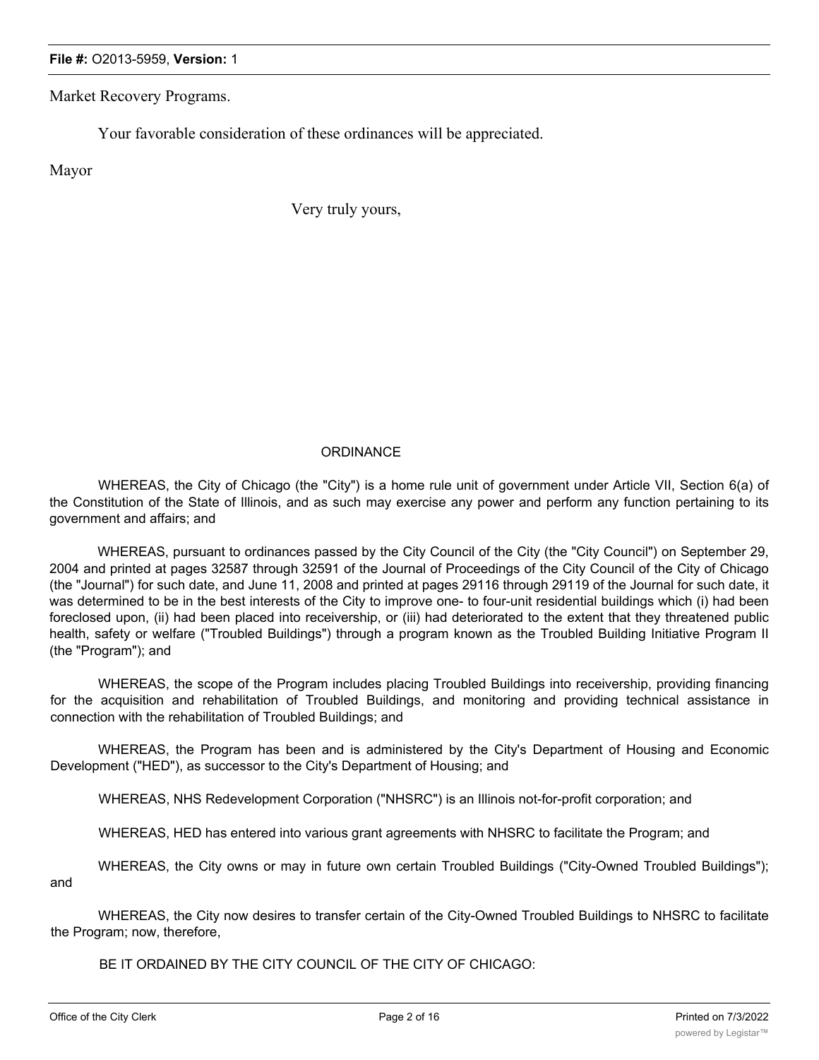Market Recovery Programs.

Your favorable consideration of these ordinances will be appreciated.

Mayor

Very truly yours,

ORDINANCE

WHEREAS, the City of Chicago (the "City") is a home rule unit of government under Article VII, Section 6(a) of the Constitution of the State of Illinois, and as such may exercise any power and perform any function pertaining to its government and affairs; and

WHEREAS, pursuant to ordinances passed by the City Council of the City (the "City Council") on September 29, 2004 and printed at pages 32587 through 32591 of the Journal of Proceedings of the City Council of the City of Chicago (the "Journal") for such date, and June 11, 2008 and printed at pages 29116 through 29119 of the Journal for such date, it was determined to be in the best interests of the City to improve one- to four-unit residential buildings which (i) had been foreclosed upon, (ii) had been placed into receivership, or (iii) had deteriorated to the extent that they threatened public health, safety or welfare ("Troubled Buildings") through a program known as the Troubled Building Initiative Program II (the "Program"); and

WHEREAS, the scope of the Program includes placing Troubled Buildings into receivership, providing financing for the acquisition and rehabilitation of Troubled Buildings, and monitoring and providing technical assistance in connection with the rehabilitation of Troubled Buildings; and

WHEREAS, the Program has been and is administered by the City's Department of Housing and Economic Development ("HED"), as successor to the City's Department of Housing; and

WHEREAS, NHS Redevelopment Corporation ("NHSRC") is an Illinois not-for-profit corporation; and

WHEREAS, HED has entered into various grant agreements with NHSRC to facilitate the Program; and

WHEREAS, the City owns or may in future own certain Troubled Buildings ("City-Owned Troubled Buildings"); and

WHEREAS, the City now desires to transfer certain of the City-Owned Troubled Buildings to NHSRC to facilitate the Program; now, therefore,

BE IT ORDAINED BY THE CITY COUNCIL OF THE CITY OF CHICAGO: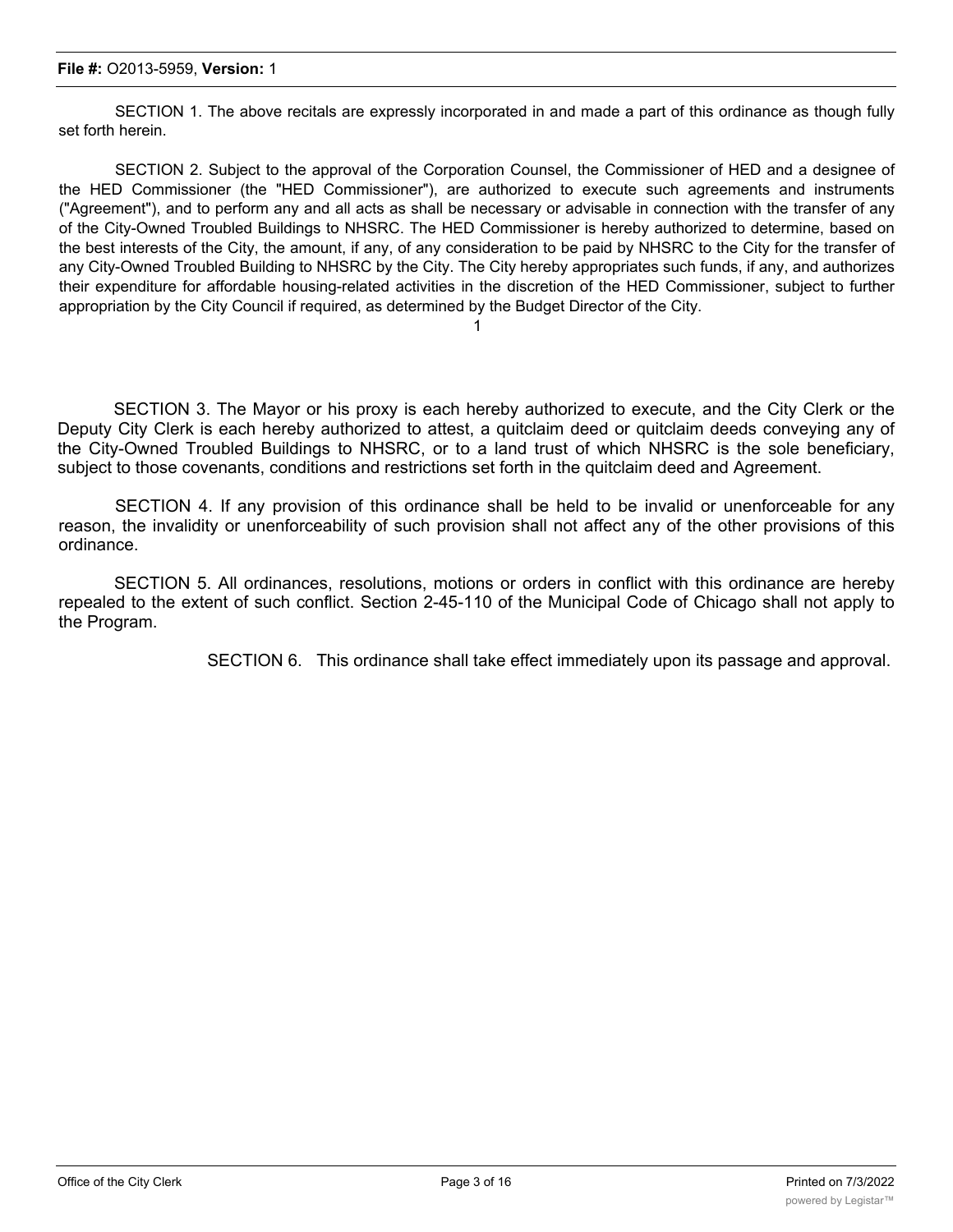SECTION 1. The above recitals are expressly incorporated in and made a part of this ordinance as though fully set forth herein.

SECTION 2. Subject to the approval of the Corporation Counsel, the Commissioner of HED and a designee of the HED Commissioner (the "HED Commissioner"), are authorized to execute such agreements and instruments ("Agreement"), and to perform any and all acts as shall be necessary or advisable in connection with the transfer of any of the City-Owned Troubled Buildings to NHSRC. The HED Commissioner is hereby authorized to determine, based on the best interests of the City, the amount, if any, of any consideration to be paid by NHSRC to the City for the transfer of any City-Owned Troubled Building to NHSRC by the City. The City hereby appropriates such funds, if any, and authorizes their expenditure for affordable housing-related activities in the discretion of the HED Commissioner, subject to further appropriation by the City Council if required, as determined by the Budget Director of the City.

SECTION 3. The Mayor or his proxy is each hereby authorized to execute, and the City Clerk or the Deputy City Clerk is each hereby authorized to attest, a quitclaim deed or quitclaim deeds conveying any of the City-Owned Troubled Buildings to NHSRC, or to a land trust of which NHSRC is the sole beneficiary, subject to those covenants, conditions and restrictions set forth in the quitclaim deed and Agreement.

SECTION 4. If any provision of this ordinance shall be held to be invalid or unenforceable for any reason, the invalidity or unenforceability of such provision shall not affect any of the other provisions of this ordinance.

SECTION 5. All ordinances, resolutions, motions or orders in conflict with this ordinance are hereby repealed to the extent of such conflict. Section 2-45-110 of the Municipal Code of Chicago shall not apply to the Program.

SECTION 6. This ordinance shall take effect immediately upon its passage and approval.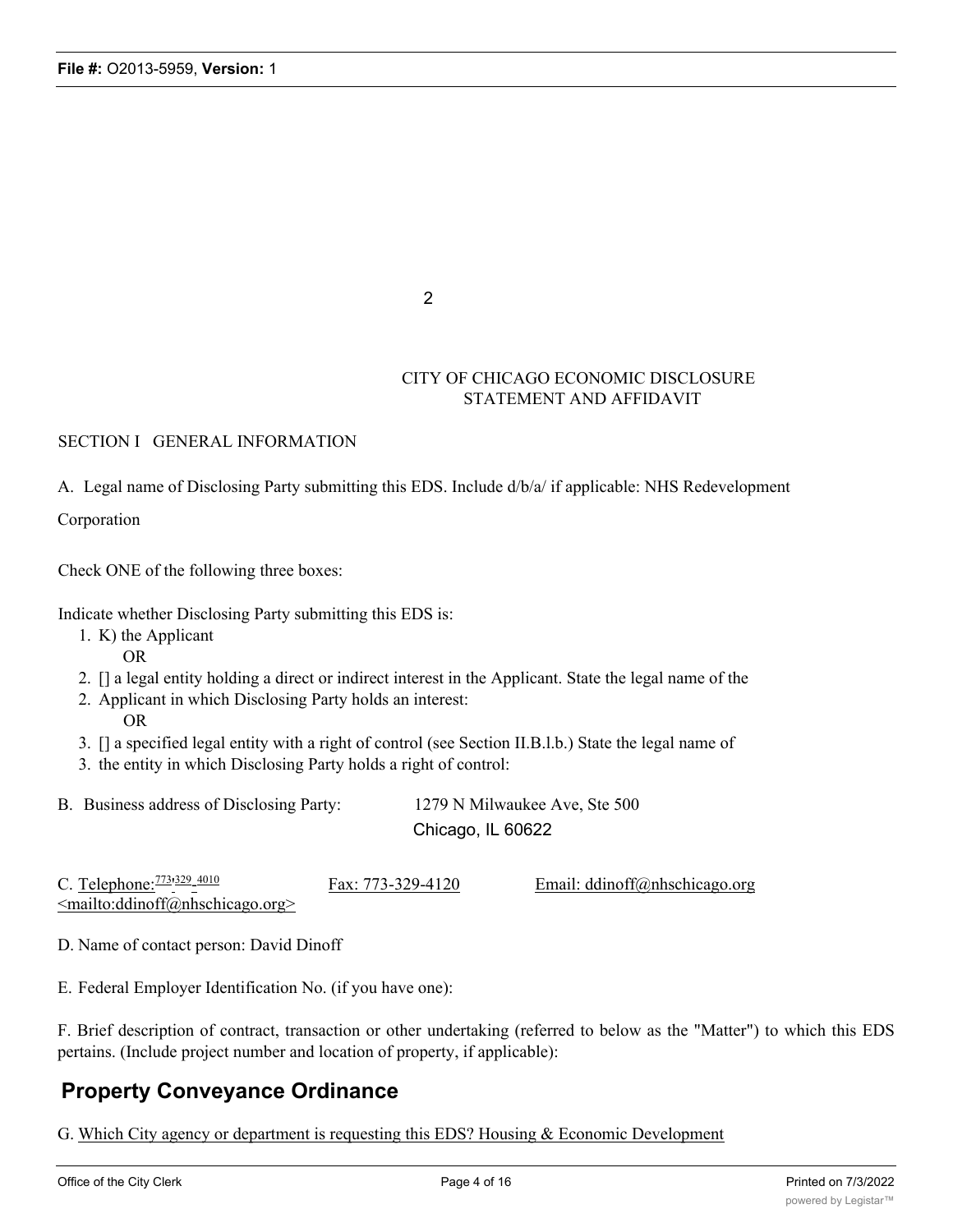CITY OF CHICAGO ECONOMIC DISCLOSURE
STATEMENT AND AFFIDAVIT

SECTION I GENERAL INFORMATION

A. Legal name of Disclosing Party submitting this EDS. Include d/b/a/ if applicable: NHS Redevelopment Corporation

Check ONE of the following three boxes:

Indicate whether Disclosing Party submitting this EDS is:

1. K) the Applicant

   OR

2. [] a legal entity holding a direct or indirect interest in the Applicant. State the legal name of the Applicant in which Disclosing Party holds an interest:

   OR

3. [] a specified legal entity with a right of control (see Section II.B.l.b.) State the legal name of the entity in which Disclosing Party holds a right of control:

B. Business address of Disclosing Party: 1279 N Milwaukee Ave, Ste 500
Chicago, IL 60622

C. Telephone: 773-329-4010 Fax: 773-329-4120 Email: ddinoff@nhschicago.org <mailto:ddinoff@nhschicago.org>

D. Name of contact person: David Dinoff

E. Federal Employer Identification No. (if you have one):

F. Brief description of contract, transaction or other undertaking (referred to below as the "Matter") to which this EDS pertains. (Include project number and location of property, if applicable):

## Property Conveyance Ordinance

G. Which City agency or department is requesting this EDS? Housing & Economic Development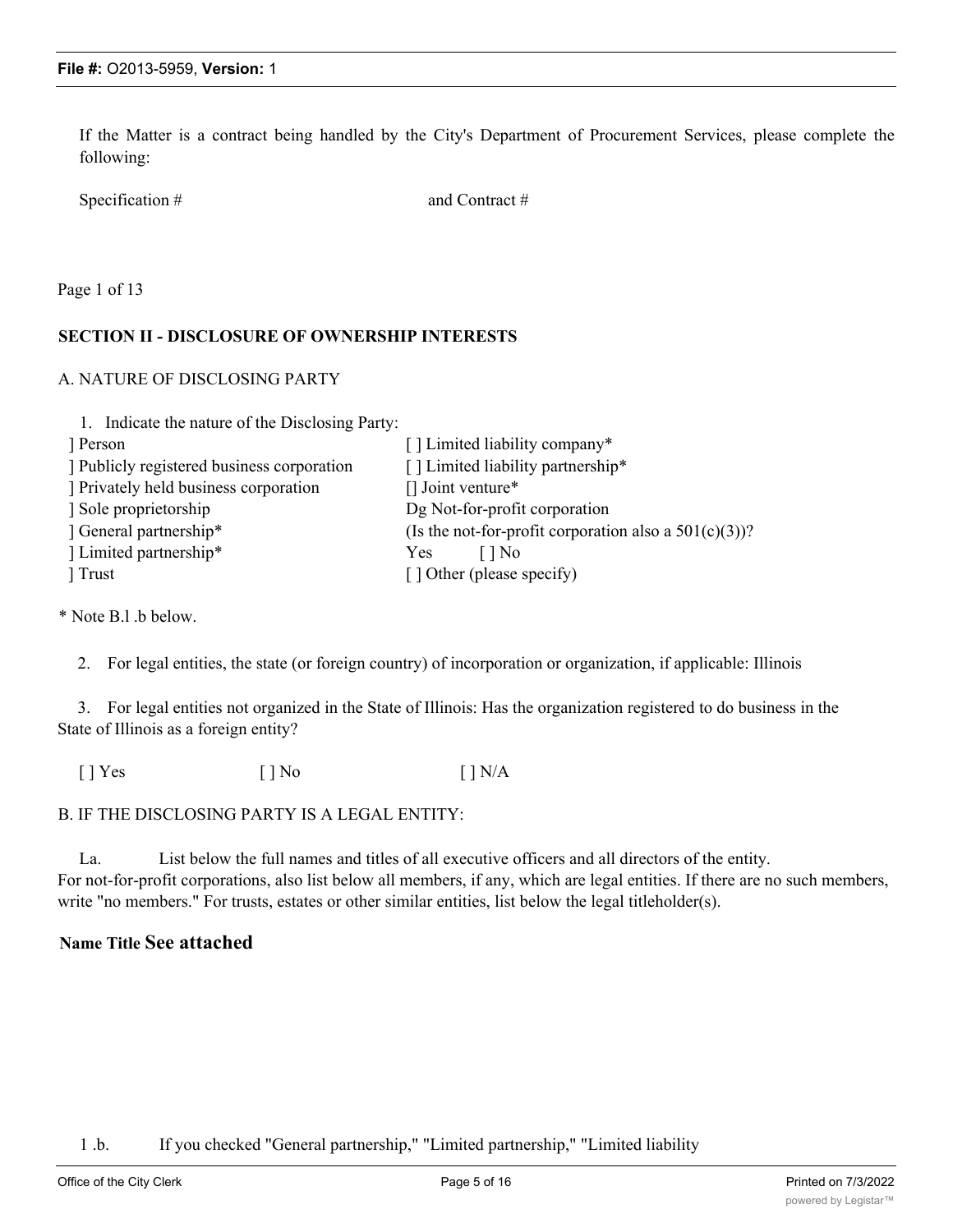If the Matter is a contract being handled by the City's Department of Procurement Services, please complete the following:

Specification # and Contract #

Page 1 of 13

**SECTION II - DISCLOSURE OF OWNERSHIP INTERESTS**

A. NATURE OF DISCLOSING PARTY

1. Indicate the nature of the Disclosing Party:

] Person
] Publicly registered business corporation
] Privately held business corporation
] Sole proprietorship
] General partnership*
] Limited partnership*
] Trust

[ ] Limited liability company*
[ ] Limited liability partnership*
[] Joint venture*
Dg Not-for-profit corporation
(Is the not-for-profit corporation also a 501(c)(3))?
Yes [ ] No
[ ] Other (please specify)

* Note B.l .b below.

2. For legal entities, the state (or foreign country) of incorporation or organization, if applicable: Illinois

3. For legal entities not organized in the State of Illinois: Has the organization registered to do business in the State of Illinois as a foreign entity?

[ ] Yes [ ] No [ ] N/A

B. IF THE DISCLOSING PARTY IS A LEGAL ENTITY:

La. List below the full names and titles of all executive officers and all directors of the entity. For not-for-profit corporations, also list below all members, if any, which are legal entities. If there are no such members, write "no members." For trusts, estates or other similar entities, list below the legal titleholder(s).

**Name Title See attached**

1 .b. If you checked "General partnership," "Limited partnership," "Limited liability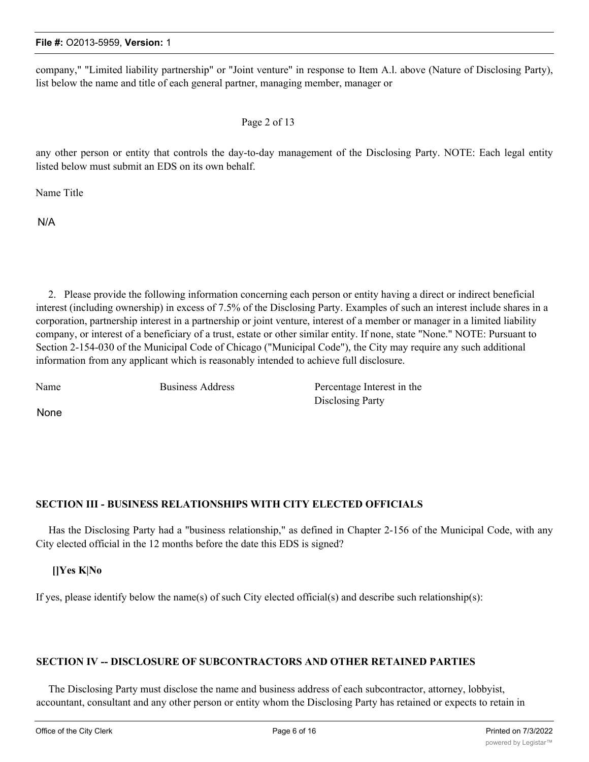company," "Limited liability partnership" or "Joint venture" in response to Item A.l. above (Nature of Disclosing Party), list below the name and title of each general partner, managing member, manager or

Page 2 of 13

any other person or entity that controls the day-to-day management of the Disclosing Party. NOTE: Each legal entity listed below must submit an EDS on its own behalf.

Name Title

N/A

2. Please provide the following information concerning each person or entity having a direct or indirect beneficial interest (including ownership) in excess of 7.5% of the Disclosing Party. Examples of such an interest include shares in a corporation, partnership interest in a partnership or joint venture, interest of a member or manager in a limited liability company, or interest of a beneficiary of a trust, estate or other similar entity. If none, state "None." NOTE: Pursuant to Section 2-154-030 of the Municipal Code of Chicago ("Municipal Code"), the City may require any such additional information from any applicant which is reasonably intended to achieve full disclosure.

| Name | Business Address | Percentage Interest in the Disclosing Party |
|---|---|---|
| None | | |

## SECTION III - BUSINESS RELATIONSHIPS WITH CITY ELECTED OFFICIALS

Has the Disclosing Party had a "business relationship," as defined in Chapter 2-156 of the Municipal Code, with any City elected official in the 12 months before the date this EDS is signed?

**[]Yes K|No**

If yes, please identify below the name(s) of such City elected official(s) and describe such relationship(s):

## SECTION IV -- DISCLOSURE OF SUBCONTRACTORS AND OTHER RETAINED PARTIES

The Disclosing Party must disclose the name and business address of each subcontractor, attorney, lobbyist, accountant, consultant and any other person or entity whom the Disclosing Party has retained or expects to retain in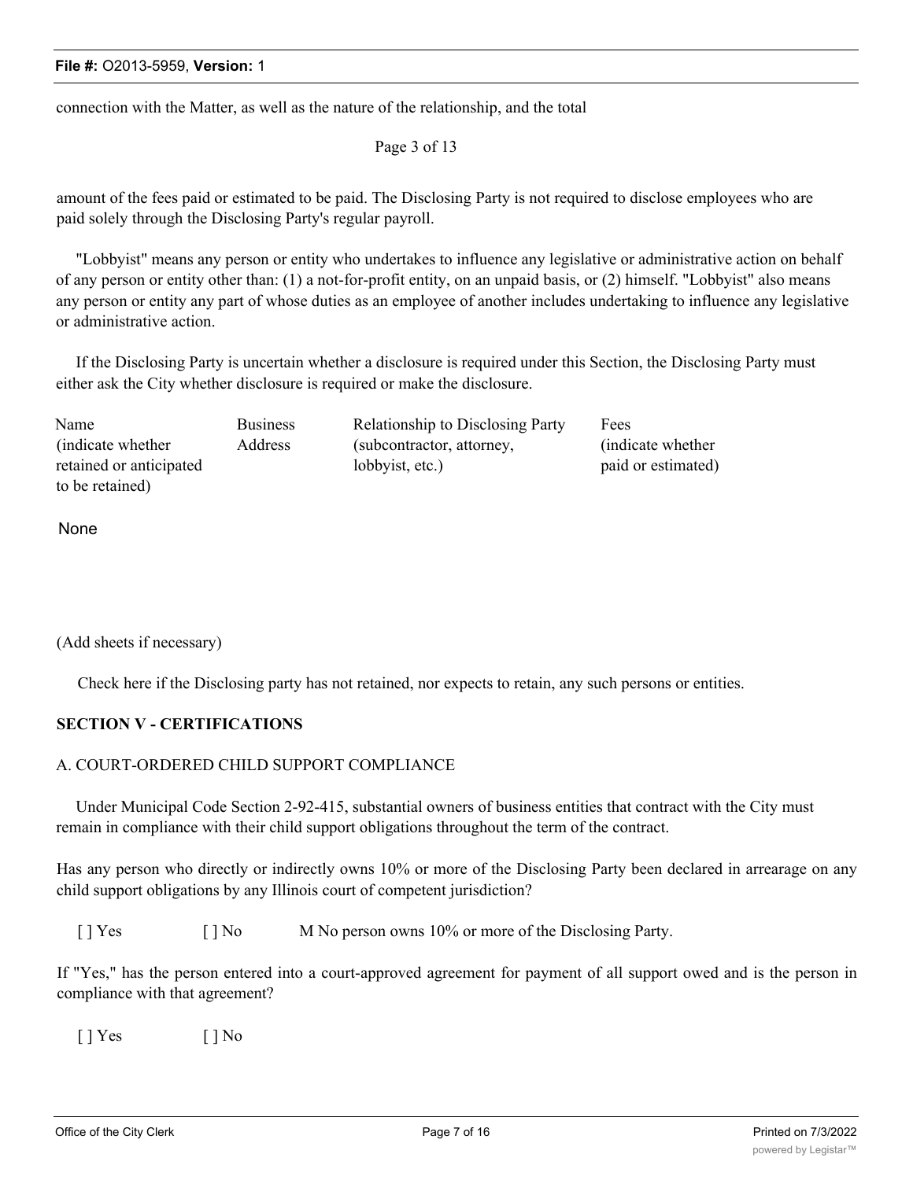connection with the Matter, as well as the nature of the relationship, and the total

Page 3 of 13

amount of the fees paid or estimated to be paid. The Disclosing Party is not required to disclose employees who are paid solely through the Disclosing Party's regular payroll.

"Lobbyist" means any person or entity who undertakes to influence any legislative or administrative action on behalf of any person or entity other than: (1) a not-for-profit entity, on an unpaid basis, or (2) himself. "Lobbyist" also means any person or entity any part of whose duties as an employee of another includes undertaking to influence any legislative or administrative action.

If the Disclosing Party is uncertain whether a disclosure is required under this Section, the Disclosing Party must either ask the City whether disclosure is required or make the disclosure.

| Name (indicate whether retained or anticipated to be retained) | Business Address | Relationship to Disclosing Party (subcontractor, attorney, lobbyist, etc.) | Fees (indicate whether paid or estimated) |
|---|---|---|---|
| None | | | |

(Add sheets if necessary)

Check here if the Disclosing party has not retained, nor expects to retain, any such persons or entities.

## SECTION V - CERTIFICATIONS

A. COURT-ORDERED CHILD SUPPORT COMPLIANCE

Under Municipal Code Section 2-92-415, substantial owners of business entities that contract with the City must remain in compliance with their child support obligations throughout the term of the contract.

Has any person who directly or indirectly owns 10% or more of the Disclosing Party been declared in arrearage on any child support obligations by any Illinois court of competent jurisdiction?

[ ] Yes [ ] No M No person owns 10% or more of the Disclosing Party.

If "Yes," has the person entered into a court-approved agreement for payment of all support owed and is the person in compliance with that agreement?

[ ] Yes [ ] No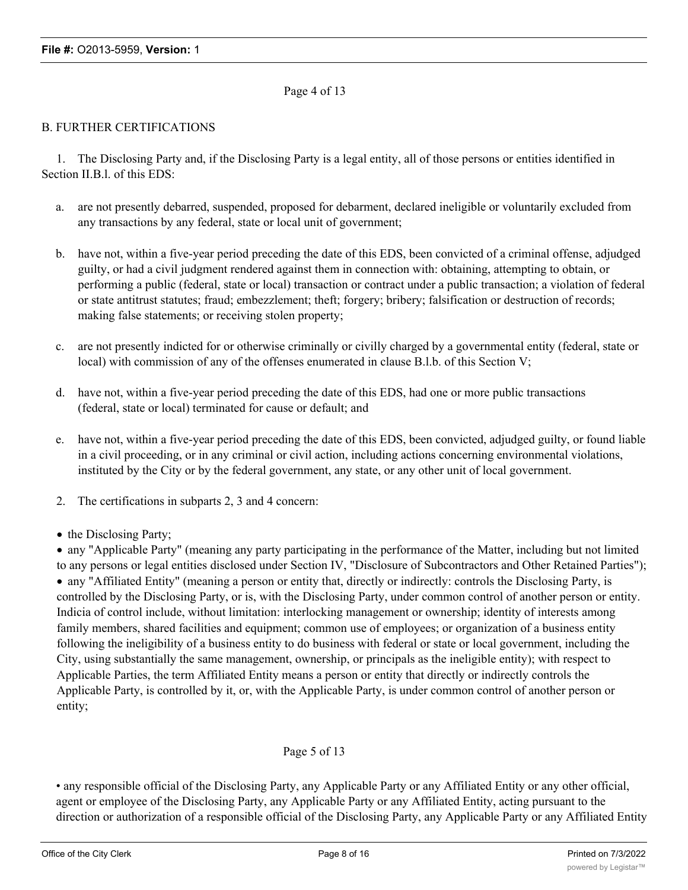## B. FURTHER CERTIFICATIONS

1. The Disclosing Party and, if the Disclosing Party is a legal entity, all of those persons or entities identified in Section II.B.l. of this EDS:

   a. are not presently debarred, suspended, proposed for debarment, declared ineligible or voluntarily excluded from any transactions by any federal, state or local unit of government;

   b. have not, within a five-year period preceding the date of this EDS, been convicted of a criminal offense, adjudged guilty, or had a civil judgment rendered against them in connection with: obtaining, attempting to obtain, or performing a public (federal, state or local) transaction or contract under a public transaction; a violation of federal or state antitrust statutes; fraud; embezzlement; theft; forgery; bribery; falsification or destruction of records; making false statements; or receiving stolen property;

   c. are not presently indicted for or otherwise criminally or civilly charged by a governmental entity (federal, state or local) with commission of any of the offenses enumerated in clause B.l.b. of this Section V;

   d. have not, within a five-year period preceding the date of this EDS, had one or more public transactions (federal, state or local) terminated for cause or default; and

   e. have not, within a five-year period preceding the date of this EDS, been convicted, adjudged guilty, or found liable in a civil proceeding, or in any criminal or civil action, including actions concerning environmental violations, instituted by the City or by the federal government, any state, or any other unit of local government.

2. The certifications in subparts 2, 3 and 4 concern:

- the Disclosing Party;
- any "Applicable Party" (meaning any party participating in the performance of the Matter, including but not limited to any persons or legal entities disclosed under Section IV, "Disclosure of Subcontractors and Other Retained Parties");
- any "Affiliated Entity" (meaning a person or entity that, directly or indirectly: controls the Disclosing Party, is controlled by the Disclosing Party, or is, with the Disclosing Party, under common control of another person or entity. Indicia of control include, without limitation: interlocking management or ownership; identity of interests among family members, shared facilities and equipment; common use of employees; or organization of a business entity following the ineligibility of a business entity to do business with federal or state or local government, including the City, using substantially the same management, ownership, or principals as the ineligible entity); with respect to Applicable Parties, the term Affiliated Entity means a person or entity that directly or indirectly controls the Applicable Party, is controlled by it, or, with the Applicable Party, is under common control of another person or entity;
- any responsible official of the Disclosing Party, any Applicable Party or any Affiliated Entity or any other official, agent or employee of the Disclosing Party, any Applicable Party or any Affiliated Entity, acting pursuant to the direction or authorization of a responsible official of the Disclosing Party, any Applicable Party or any Affiliated Entity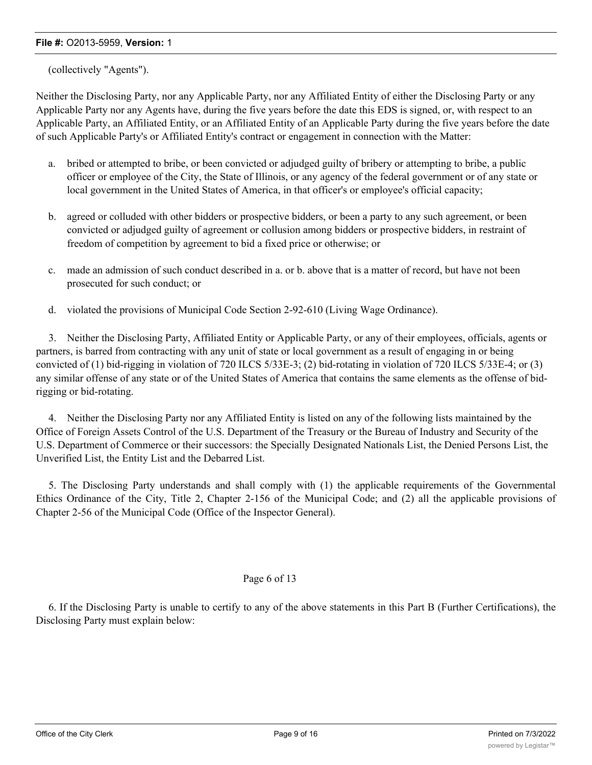(collectively "Agents").

Neither the Disclosing Party, nor any Applicable Party, nor any Affiliated Entity of either the Disclosing Party or any Applicable Party nor any Agents have, during the five years before the date this EDS is signed, or, with respect to an Applicable Party, an Affiliated Entity, or an Affiliated Entity of an Applicable Party during the five years before the date of such Applicable Party's or Affiliated Entity's contract or engagement in connection with the Matter:

a. bribed or attempted to bribe, or been convicted or adjudged guilty of bribery or attempting to bribe, a public officer or employee of the City, the State of Illinois, or any agency of the federal government or of any state or local government in the United States of America, in that officer's or employee's official capacity;

b. agreed or colluded with other bidders or prospective bidders, or been a party to any such agreement, or been convicted or adjudged guilty of agreement or collusion among bidders or prospective bidders, in restraint of freedom of competition by agreement to bid a fixed price or otherwise; or

c. made an admission of such conduct described in a. or b. above that is a matter of record, but have not been prosecuted for such conduct; or

d. violated the provisions of Municipal Code Section 2-92-610 (Living Wage Ordinance).

3. Neither the Disclosing Party, Affiliated Entity or Applicable Party, or any of their employees, officials, agents or partners, is barred from contracting with any unit of state or local government as a result of engaging in or being convicted of (1) bid-rigging in violation of 720 ILCS 5/33E-3; (2) bid-rotating in violation of 720 ILCS 5/33E-4; or (3) any similar offense of any state or of the United States of America that contains the same elements as the offense of bid-rigging or bid-rotating.

4. Neither the Disclosing Party nor any Affiliated Entity is listed on any of the following lists maintained by the Office of Foreign Assets Control of the U.S. Department of the Treasury or the Bureau of Industry and Security of the U.S. Department of Commerce or their successors: the Specially Designated Nationals List, the Denied Persons List, the Unverified List, the Entity List and the Debarred List.

5. The Disclosing Party understands and shall comply with (1) the applicable requirements of the Governmental Ethics Ordinance of the City, Title 2, Chapter 2-156 of the Municipal Code; and (2) all the applicable provisions of Chapter 2-56 of the Municipal Code (Office of the Inspector General).

6. If the Disclosing Party is unable to certify to any of the above statements in this Part B (Further Certifications), the Disclosing Party must explain below: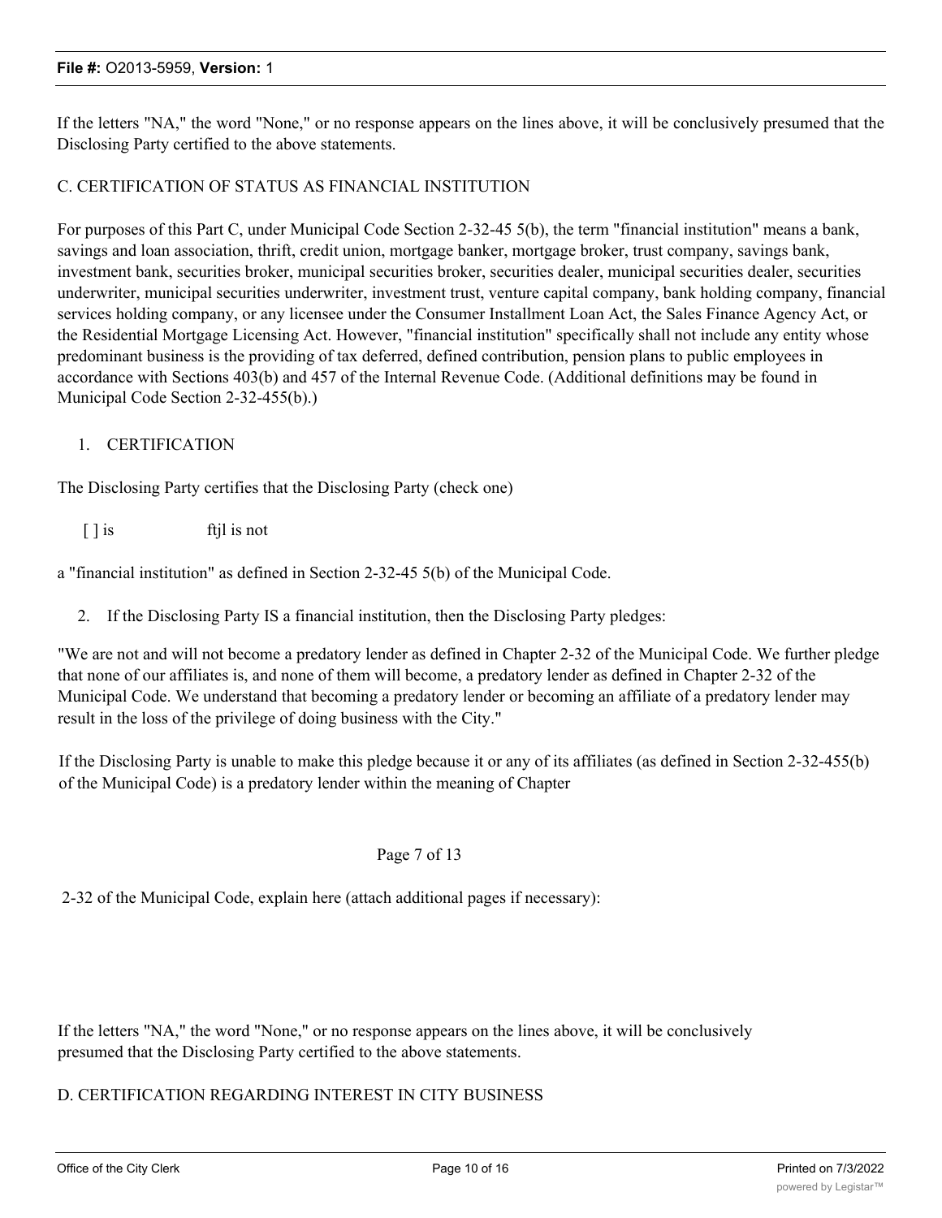If the letters "NA," the word "None," or no response appears on the lines above, it will be conclusively presumed that the Disclosing Party certified to the above statements.

C. CERTIFICATION OF STATUS AS FINANCIAL INSTITUTION

For purposes of this Part C, under Municipal Code Section 2-32-45 5(b), the term "financial institution" means a bank, savings and loan association, thrift, credit union, mortgage banker, mortgage broker, trust company, savings bank, investment bank, securities broker, municipal securities broker, securities dealer, municipal securities dealer, securities underwriter, municipal securities underwriter, investment trust, venture capital company, bank holding company, financial services holding company, or any licensee under the Consumer Installment Loan Act, the Sales Finance Agency Act, or the Residential Mortgage Licensing Act. However, "financial institution" specifically shall not include any entity whose predominant business is the providing of tax deferred, defined contribution, pension plans to public employees in accordance with Sections 403(b) and 457 of the Internal Revenue Code. (Additional definitions may be found in Municipal Code Section 2-32-455(b).)

1. CERTIFICATION

The Disclosing Party certifies that the Disclosing Party (check one)

[ ] is ftjl is not

a "financial institution" as defined in Section 2-32-45 5(b) of the Municipal Code.

2. If the Disclosing Party IS a financial institution, then the Disclosing Party pledges:

"We are not and will not become a predatory lender as defined in Chapter 2-32 of the Municipal Code. We further pledge that none of our affiliates is, and none of them will become, a predatory lender as defined in Chapter 2-32 of the Municipal Code. We understand that becoming a predatory lender or becoming an affiliate of a predatory lender may result in the loss of the privilege of doing business with the City."

If the Disclosing Party is unable to make this pledge because it or any of its affiliates (as defined in Section 2-32-455(b) of the Municipal Code) is a predatory lender within the meaning of Chapter

Page 7 of 13

2-32 of the Municipal Code, explain here (attach additional pages if necessary):

If the letters "NA," the word "None," or no response appears on the lines above, it will be conclusively presumed that the Disclosing Party certified to the above statements.

D. CERTIFICATION REGARDING INTEREST IN CITY BUSINESS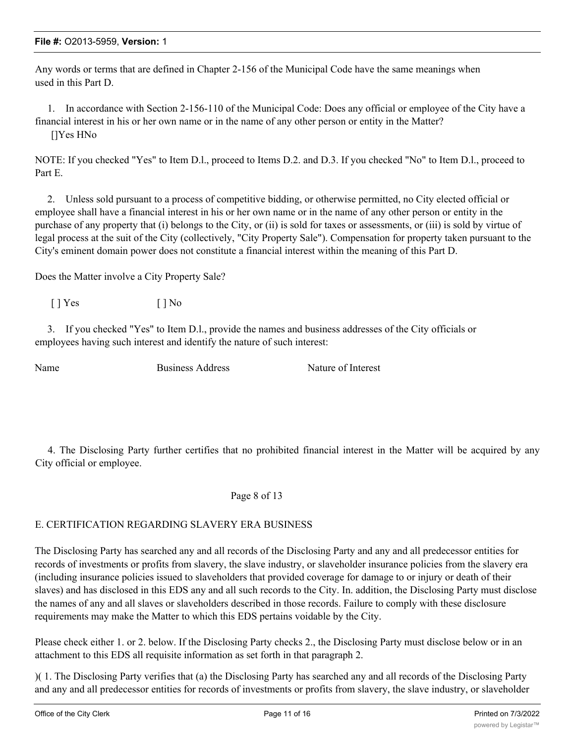Any words or terms that are defined in Chapter 2-156 of the Municipal Code have the same meanings when used in this Part D.

1. In accordance with Section 2-156-110 of the Municipal Code: Does any official or employee of the City have a financial interest in his or her own name or in the name of any other person or entity in the Matter?

[]Yes HNo

NOTE: If you checked "Yes" to Item D.l., proceed to Items D.2. and D.3. If you checked "No" to Item D.l., proceed to Part E.

2. Unless sold pursuant to a process of competitive bidding, or otherwise permitted, no City elected official or employee shall have a financial interest in his or her own name or in the name of any other person or entity in the purchase of any property that (i) belongs to the City, or (ii) is sold for taxes or assessments, or (iii) is sold by virtue of legal process at the suit of the City (collectively, "City Property Sale"). Compensation for property taken pursuant to the City's eminent domain power does not constitute a financial interest within the meaning of this Part D.

Does the Matter involve a City Property Sale?

[ ] Yes [ ] No

3. If you checked "Yes" to Item D.l., provide the names and business addresses of the City officials or employees having such interest and identify the nature of such interest:

| Name | Business Address | Nature of Interest |
|---|---|---|
| | | |

4. The Disclosing Party further certifies that no prohibited financial interest in the Matter will be acquired by any City official or employee.

Page 8 of 13

## E. CERTIFICATION REGARDING SLAVERY ERA BUSINESS

The Disclosing Party has searched any and all records of the Disclosing Party and any and all predecessor entities for records of investments or profits from slavery, the slave industry, or slaveholder insurance policies from the slavery era (including insurance policies issued to slaveholders that provided coverage for damage to or injury or death of their slaves) and has disclosed in this EDS any and all such records to the City. In. addition, the Disclosing Party must disclose the names of any and all slaves or slaveholders described in those records. Failure to comply with these disclosure requirements may make the Matter to which this EDS pertains voidable by the City.

Please check either 1. or 2. below. If the Disclosing Party checks 2., the Disclosing Party must disclose below or in an attachment to this EDS all requisite information as set forth in that paragraph 2.

)( 1. The Disclosing Party verifies that (a) the Disclosing Party has searched any and all records of the Disclosing Party and any and all predecessor entities for records of investments or profits from slavery, the slave industry, or slaveholder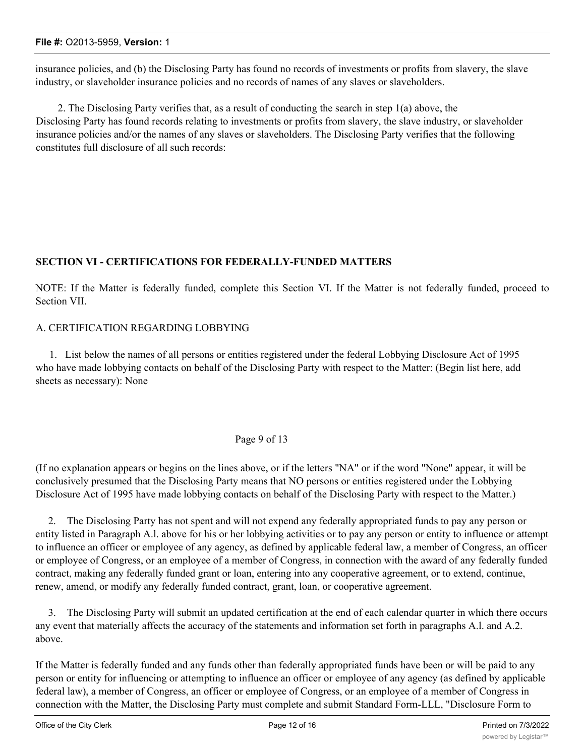insurance policies, and (b) the Disclosing Party has found no records of investments or profits from slavery, the slave industry, or slaveholder insurance policies and no records of names of any slaves or slaveholders.

2. The Disclosing Party verifies that, as a result of conducting the search in step 1(a) above, the Disclosing Party has found records relating to investments or profits from slavery, the slave industry, or slaveholder insurance policies and/or the names of any slaves or slaveholders. The Disclosing Party verifies that the following constitutes full disclosure of all such records:

## SECTION VI - CERTIFICATIONS FOR FEDERALLY-FUNDED MATTERS

NOTE: If the Matter is federally funded, complete this Section VI. If the Matter is not federally funded, proceed to Section VII.

A. CERTIFICATION REGARDING LOBBYING

1. List below the names of all persons or entities registered under the federal Lobbying Disclosure Act of 1995 who have made lobbying contacts on behalf of the Disclosing Party with respect to the Matter: (Begin list here, add sheets as necessary): None

(If no explanation appears or begins on the lines above, or if the letters "NA" or if the word "None" appear, it will be conclusively presumed that the Disclosing Party means that NO persons or entities registered under the Lobbying Disclosure Act of 1995 have made lobbying contacts on behalf of the Disclosing Party with respect to the Matter.)

2. The Disclosing Party has not spent and will not expend any federally appropriated funds to pay any person or entity listed in Paragraph A.l. above for his or her lobbying activities or to pay any person or entity to influence or attempt to influence an officer or employee of any agency, as defined by applicable federal law, a member of Congress, an officer or employee of Congress, or an employee of a member of Congress, in connection with the award of any federally funded contract, making any federally funded grant or loan, entering into any cooperative agreement, or to extend, continue, renew, amend, or modify any federally funded contract, grant, loan, or cooperative agreement.

3. The Disclosing Party will submit an updated certification at the end of each calendar quarter in which there occurs any event that materially affects the accuracy of the statements and information set forth in paragraphs A.l. and A.2. above.

If the Matter is federally funded and any funds other than federally appropriated funds have been or will be paid to any person or entity for influencing or attempting to influence an officer or employee of any agency (as defined by applicable federal law), a member of Congress, an officer or employee of Congress, or an employee of a member of Congress in connection with the Matter, the Disclosing Party must complete and submit Standard Form-LLL, "Disclosure Form to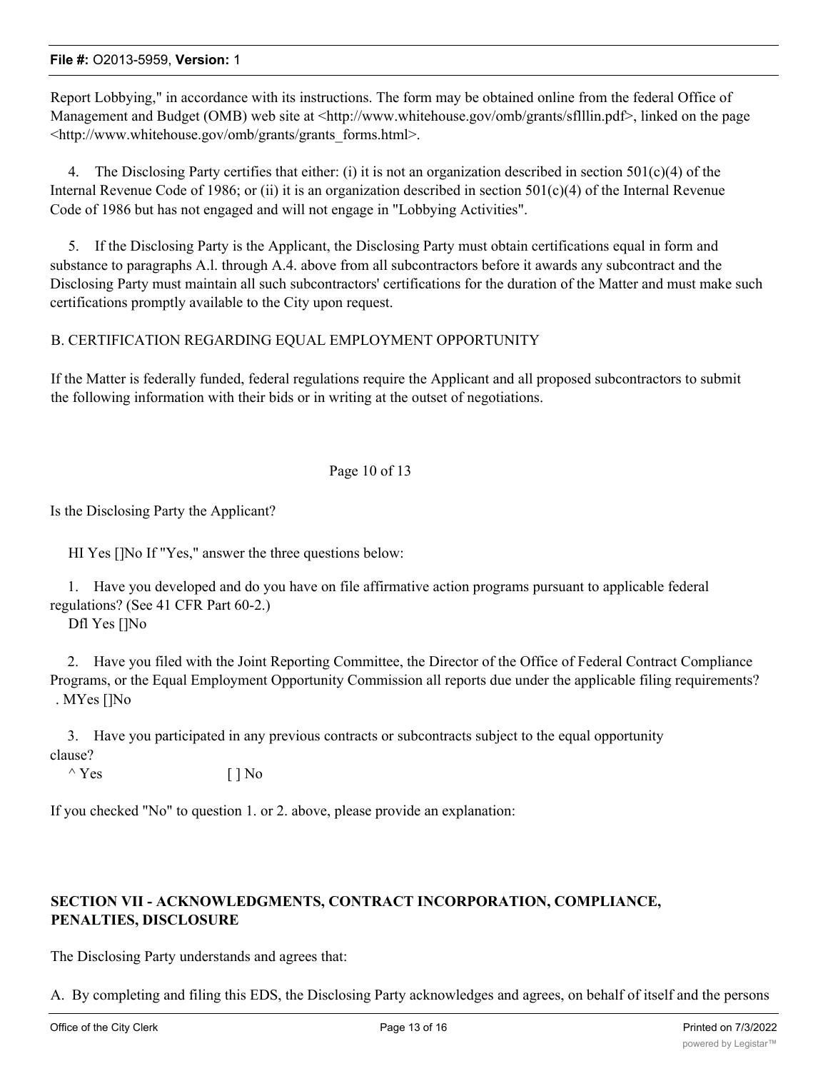Report Lobbying," in accordance with its instructions. The form may be obtained online from the federal Office of Management and Budget (OMB) web site at <http://www.whitehouse.gov/omb/grants/sflllin.pdf>, linked on the page <http://www.whitehouse.gov/omb/grants/grants_forms.html>.

4. The Disclosing Party certifies that either: (i) it is not an organization described in section 501(c)(4) of the Internal Revenue Code of 1986; or (ii) it is an organization described in section 501(c)(4) of the Internal Revenue Code of 1986 but has not engaged and will not engage in "Lobbying Activities".

5. If the Disclosing Party is the Applicant, the Disclosing Party must obtain certifications equal in form and substance to paragraphs A.l. through A.4. above from all subcontractors before it awards any subcontract and the Disclosing Party must maintain all such subcontractors' certifications for the duration of the Matter and must make such certifications promptly available to the City upon request.

B. CERTIFICATION REGARDING EQUAL EMPLOYMENT OPPORTUNITY

If the Matter is federally funded, federal regulations require the Applicant and all proposed subcontractors to submit the following information with their bids or in writing at the outset of negotiations.

Page 10 of 13

Is the Disclosing Party the Applicant?

HI Yes []No If "Yes," answer the three questions below:

1. Have you developed and do you have on file affirmative action programs pursuant to applicable federal regulations? (See 41 CFR Part 60-2.)
Dfl Yes []No

2. Have you filed with the Joint Reporting Committee, the Director of the Office of Federal Contract Compliance Programs, or the Equal Employment Opportunity Commission all reports due under the applicable filing requirements?
. MYes []No

3. Have you participated in any previous contracts or subcontracts subject to the equal opportunity clause?
^ Yes [ ] No

If you checked "No" to question 1. or 2. above, please provide an explanation:

**SECTION VII - ACKNOWLEDGMENTS, CONTRACT INCORPORATION, COMPLIANCE, PENALTIES, DISCLOSURE**

The Disclosing Party understands and agrees that:

A. By completing and filing this EDS, the Disclosing Party acknowledges and agrees, on behalf of itself and the persons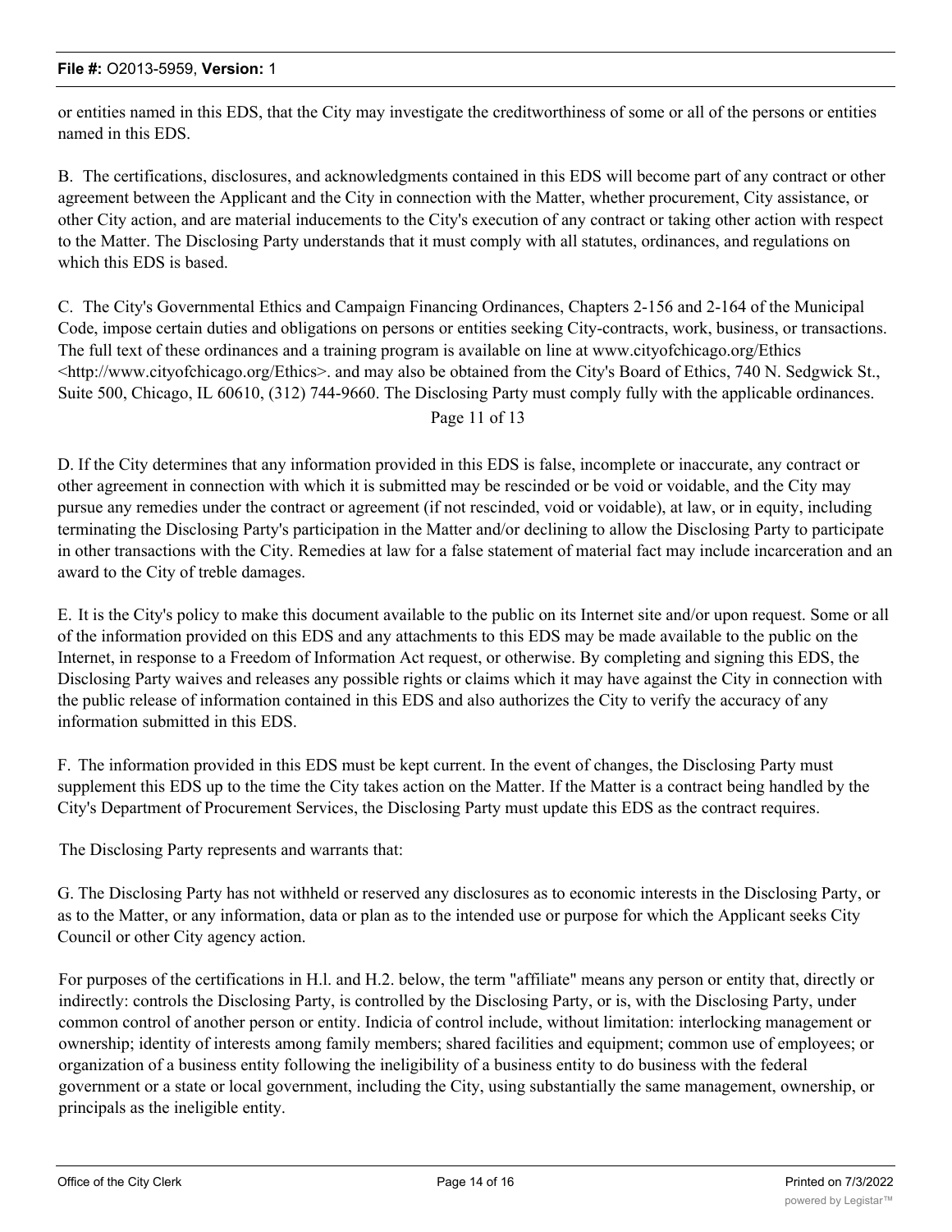or entities named in this EDS, that the City may investigate the creditworthiness of some or all of the persons or entities named in this EDS.

B. The certifications, disclosures, and acknowledgments contained in this EDS will become part of any contract or other agreement between the Applicant and the City in connection with the Matter, whether procurement, City assistance, or other City action, and are material inducements to the City's execution of any contract or taking other action with respect to the Matter. The Disclosing Party understands that it must comply with all statutes, ordinances, and regulations on which this EDS is based.

C. The City's Governmental Ethics and Campaign Financing Ordinances, Chapters 2-156 and 2-164 of the Municipal Code, impose certain duties and obligations on persons or entities seeking City-contracts, work, business, or transactions. The full text of these ordinances and a training program is available on line at www.cityofchicago.org/Ethics <http://www.cityofchicago.org/Ethics>. and may also be obtained from the City's Board of Ethics, 740 N. Sedgwick St., Suite 500, Chicago, IL 60610, (312) 744-9660. The Disclosing Party must comply fully with the applicable ordinances.

D. If the City determines that any information provided in this EDS is false, incomplete or inaccurate, any contract or other agreement in connection with which it is submitted may be rescinded or be void or voidable, and the City may pursue any remedies under the contract or agreement (if not rescinded, void or voidable), at law, or in equity, including terminating the Disclosing Party's participation in the Matter and/or declining to allow the Disclosing Party to participate in other transactions with the City. Remedies at law for a false statement of material fact may include incarceration and an award to the City of treble damages.

E. It is the City's policy to make this document available to the public on its Internet site and/or upon request. Some or all of the information provided on this EDS and any attachments to this EDS may be made available to the public on the Internet, in response to a Freedom of Information Act request, or otherwise. By completing and signing this EDS, the Disclosing Party waives and releases any possible rights or claims which it may have against the City in connection with the public release of information contained in this EDS and also authorizes the City to verify the accuracy of any information submitted in this EDS.

F. The information provided in this EDS must be kept current. In the event of changes, the Disclosing Party must supplement this EDS up to the time the City takes action on the Matter. If the Matter is a contract being handled by the City's Department of Procurement Services, the Disclosing Party must update this EDS as the contract requires.

The Disclosing Party represents and warrants that:

G. The Disclosing Party has not withheld or reserved any disclosures as to economic interests in the Disclosing Party, or as to the Matter, or any information, data or plan as to the intended use or purpose for which the Applicant seeks City Council or other City agency action.

For purposes of the certifications in H.l. and H.2. below, the term "affiliate" means any person or entity that, directly or indirectly: controls the Disclosing Party, is controlled by the Disclosing Party, or is, with the Disclosing Party, under common control of another person or entity. Indicia of control include, without limitation: interlocking management or ownership; identity of interests among family members; shared facilities and equipment; common use of employees; or organization of a business entity following the ineligibility of a business entity to do business with the federal government or a state or local government, including the City, using substantially the same management, ownership, or principals as the ineligible entity.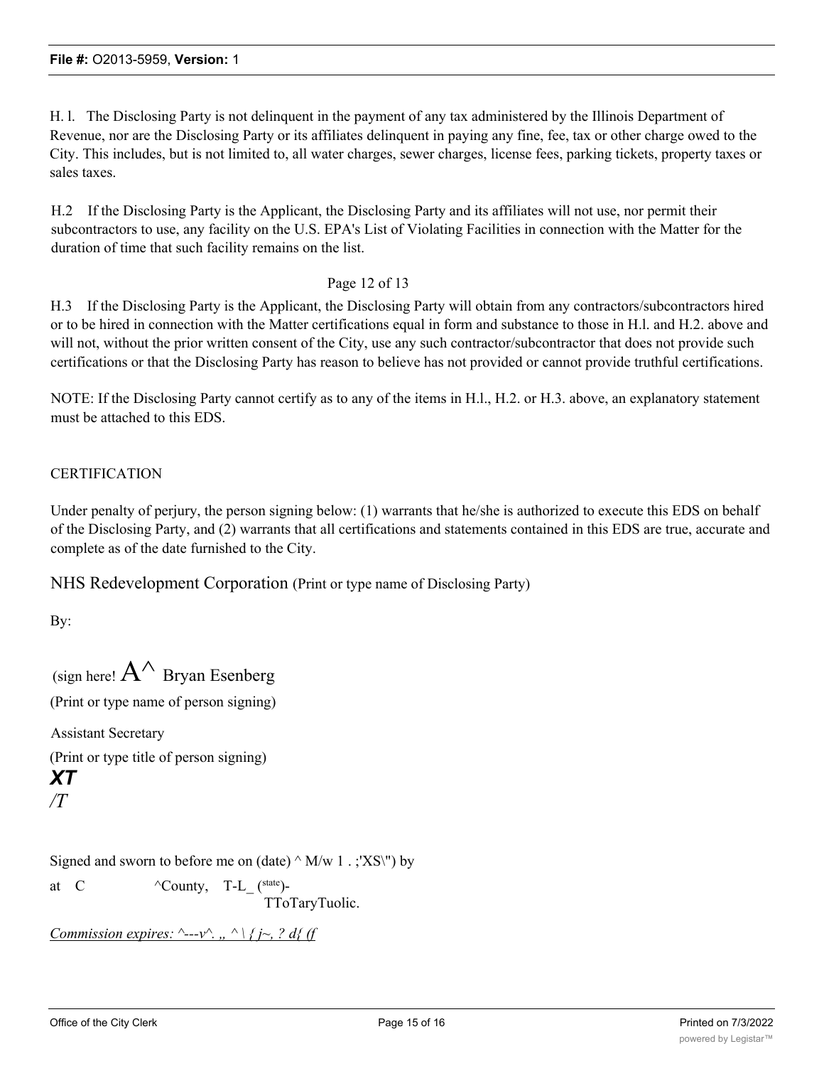H. l. The Disclosing Party is not delinquent in the payment of any tax administered by the Illinois Department of Revenue, nor are the Disclosing Party or its affiliates delinquent in paying any fine, fee, tax or other charge owed to the City. This includes, but is not limited to, all water charges, sewer charges, license fees, parking tickets, property taxes or sales taxes.

H.2 If the Disclosing Party is the Applicant, the Disclosing Party and its affiliates will not use, nor permit their subcontractors to use, any facility on the U.S. EPA's List of Violating Facilities in connection with the Matter for the duration of time that such facility remains on the list.

Page 12 of 13

H.3 If the Disclosing Party is the Applicant, the Disclosing Party will obtain from any contractors/subcontractors hired or to be hired in connection with the Matter certifications equal in form and substance to those in H.l. and H.2. above and will not, without the prior written consent of the City, use any such contractor/subcontractor that does not provide such certifications or that the Disclosing Party has reason to believe has not provided or cannot provide truthful certifications.

NOTE: If the Disclosing Party cannot certify as to any of the items in H.l., H.2. or H.3. above, an explanatory statement must be attached to this EDS.

CERTIFICATION

Under penalty of perjury, the person signing below: (1) warrants that he/she is authorized to execute this EDS on behalf of the Disclosing Party, and (2) warrants that all certifications and statements contained in this EDS are true, accurate and complete as of the date furnished to the City.

NHS Redevelopment Corporation (Print or type name of Disclosing Party)

By:

(sign here! A^ Bryan Esenberg

(Print or type name of person signing)

Assistant Secretary

(Print or type title of person signing)

***XT***

*/T*

Signed and sworn to before me on (date) ^ M/w 1 . ;'XS\") by

at C ^County, T-L_ (state)-

TToTaryTuolic.

*Commission expires: ^---v^. „ ^ \ { j~, ? d{ (f*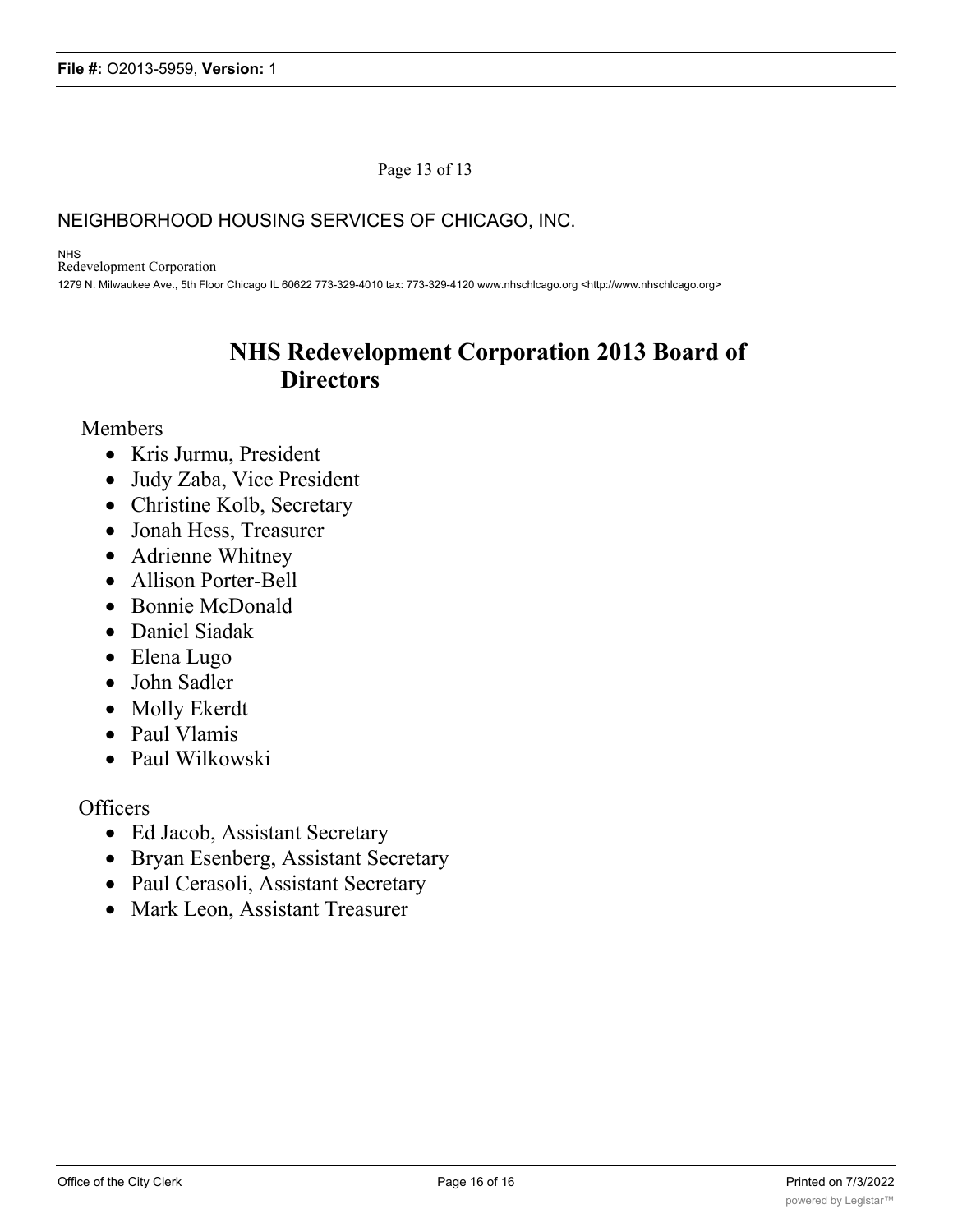NEIGHBORHOOD HOUSING SERVICES OF CHICAGO, INC.

NHS
Redevelopment Corporation
1279 N. Milwaukee Ave., 5th Floor Chicago IL 60622 773-329-4010 tax: 773-329-4120 www.nhschlcago.org <http://www.nhschlcago.org>

# NHS Redevelopment Corporation 2013 Board of Directors

Members

- Kris Jurmu, President
- Judy Zaba, Vice President
- Christine Kolb, Secretary
- Jonah Hess, Treasurer
- Adrienne Whitney
- Allison Porter-Bell
- Bonnie McDonald
- Daniel Siadak
- Elena Lugo
- John Sadler
- Molly Ekerdt
- Paul Vlamis
- Paul Wilkowski

Officers

- Ed Jacob, Assistant Secretary
- Bryan Esenberg, Assistant Secretary
- Paul Cerasoli, Assistant Secretary
- Mark Leon, Assistant Treasurer